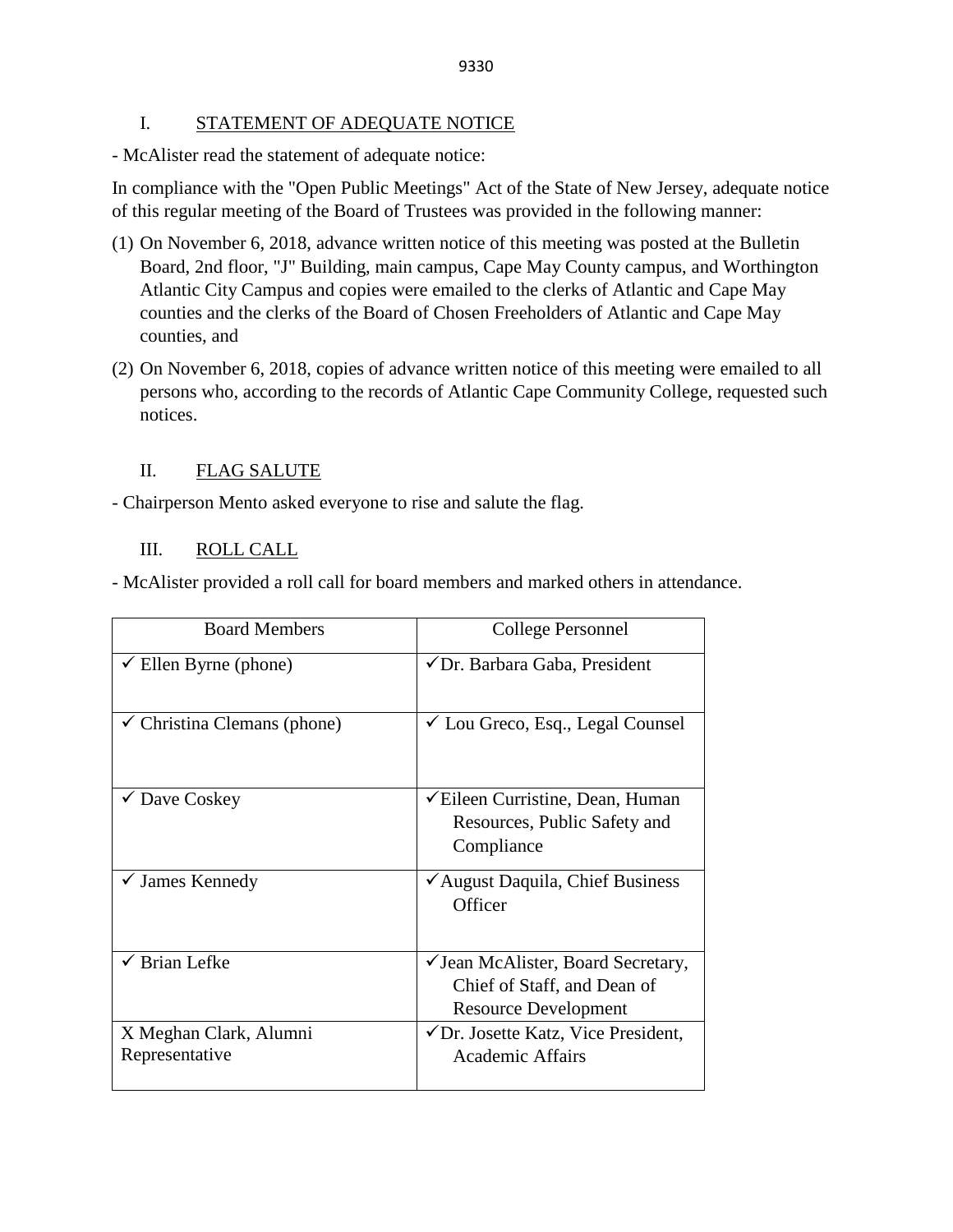## I. STATEMENT OF ADEQUATE NOTICE

- McAlister read the statement of adequate notice:

In compliance with the "Open Public Meetings" Act of the State of New Jersey, adequate notice of this regular meeting of the Board of Trustees was provided in the following manner:

(1) On November 6, 2018, advance written notice of this meeting was posted at the Bulletin Board, 2nd floor, "J" Building, main campus, Cape May County campus, and Worthington Atlantic City Campus and copies were emailed to the clerks of Atlantic and Cape May counties and the clerks of the Board of Chosen Freeholders of Atlantic and Cape May counties, and

(2) On November 6, 2018, copies of advance written notice of this meeting were emailed to all persons who, according to the records of Atlantic Cape Community College, requested such notices.

## II. FLAG SALUTE

- Chairperson Mento asked everyone to rise and salute the flag.

## III. ROLL CALL

- McAlister provided a roll call for board members and marked others in attendance.

| Board Members | College Personnel |
|---|---|
| ✓ Ellen Byrne (phone) | ✓Dr. Barbara Gaba, President |
| ✓ Christina Clemans (phone) | ✓ Lou Greco, Esq., Legal Counsel |
| ✓ Dave Coskey | ✓Eileen Curristine, Dean, Human Resources, Public Safety and Compliance |
| ✓ James Kennedy | ✓August Daquila, Chief Business Officer |
| ✓ Brian Lefke | ✓Jean McAlister, Board Secretary, Chief of Staff, and Dean of Resource Development |
| X Meghan Clark, Alumni Representative | ✓Dr. Josette Katz, Vice President, Academic Affairs |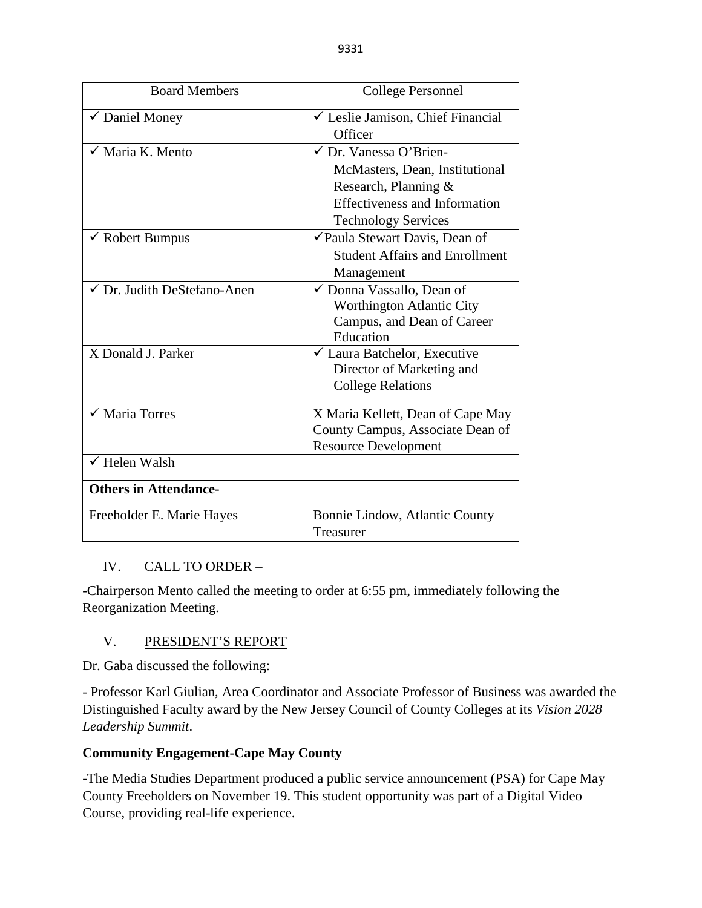| Board Members | College Personnel |
|---|---|
| ✓ Daniel Money | ✓ Leslie Jamison, Chief Financial Officer |
| ✓ Maria K. Mento | ✓ Dr. Vanessa O'Brien-McMasters, Dean, Institutional Research, Planning & Effectiveness and Information Technology Services |
| ✓ Robert Bumpus | ✓ Paula Stewart Davis, Dean of Student Affairs and Enrollment Management |
| ✓ Dr. Judith DeStefano-Anen | ✓ Donna Vassallo, Dean of Worthington Atlantic City Campus, and Dean of Career Education |
| X Donald J. Parker | ✓ Laura Batchelor, Executive Director of Marketing and College Relations |
| ✓ Maria Torres | X Maria Kellett, Dean of Cape May County Campus, Associate Dean of Resource Development |
| ✓ Helen Walsh | |
| **Others in Attendance-** | |
| Freeholder E. Marie Hayes | Bonnie Lindow, Atlantic County Treasurer |

IV. CALL TO ORDER –

-Chairperson Mento called the meeting to order at 6:55 pm, immediately following the Reorganization Meeting.

V. PRESIDENT'S REPORT

Dr. Gaba discussed the following:

- Professor Karl Giulian, Area Coordinator and Associate Professor of Business was awarded the Distinguished Faculty award by the New Jersey Council of County Colleges at its *Vision 2028 Leadership Summit*.

**Community Engagement-Cape May County**

-The Media Studies Department produced a public service announcement (PSA) for Cape May County Freeholders on November 19. This student opportunity was part of a Digital Video Course, providing real-life experience.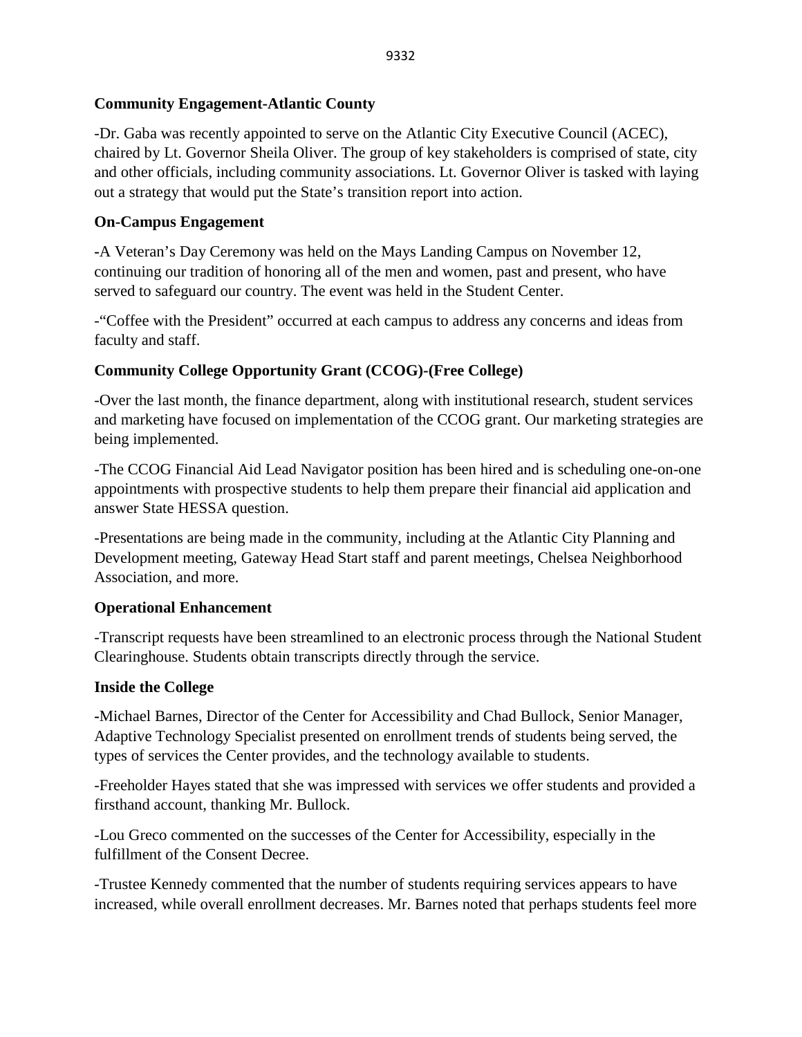**Community Engagement-Atlantic County**

-Dr. Gaba was recently appointed to serve on the Atlantic City Executive Council (ACEC), chaired by Lt. Governor Sheila Oliver. The group of key stakeholders is comprised of state, city and other officials, including community associations. Lt. Governor Oliver is tasked with laying out a strategy that would put the State's transition report into action.

**On-Campus Engagement**

-A Veteran's Day Ceremony was held on the Mays Landing Campus on November 12, continuing our tradition of honoring all of the men and women, past and present, who have served to safeguard our country. The event was held in the Student Center.

-"Coffee with the President" occurred at each campus to address any concerns and ideas from faculty and staff.

**Community College Opportunity Grant (CCOG)-(Free College)**

-Over the last month, the finance department, along with institutional research, student services and marketing have focused on implementation of the CCOG grant. Our marketing strategies are being implemented.

-The CCOG Financial Aid Lead Navigator position has been hired and is scheduling one-on-one appointments with prospective students to help them prepare their financial aid application and answer State HESSA question.

-Presentations are being made in the community, including at the Atlantic City Planning and Development meeting, Gateway Head Start staff and parent meetings, Chelsea Neighborhood Association, and more.

**Operational Enhancement**

-Transcript requests have been streamlined to an electronic process through the National Student Clearinghouse. Students obtain transcripts directly through the service.

**Inside the College**

-Michael Barnes, Director of the Center for Accessibility and Chad Bullock, Senior Manager, Adaptive Technology Specialist presented on enrollment trends of students being served, the types of services the Center provides, and the technology available to students.

-Freeholder Hayes stated that she was impressed with services we offer students and provided a firsthand account, thanking Mr. Bullock.

-Lou Greco commented on the successes of the Center for Accessibility, especially in the fulfillment of the Consent Decree.

-Trustee Kennedy commented that the number of students requiring services appears to have increased, while overall enrollment decreases. Mr. Barnes noted that perhaps students feel more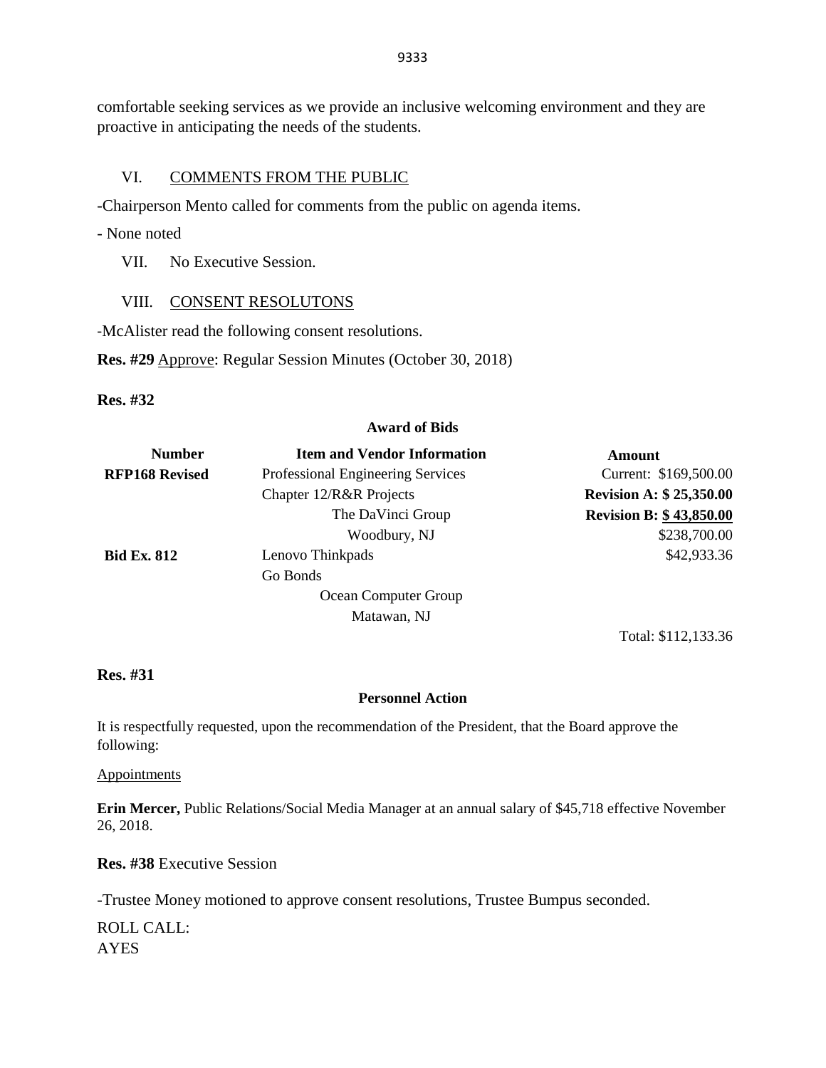comfortable seeking services as we provide an inclusive welcoming environment and they are proactive in anticipating the needs of the students.

VI. COMMENTS FROM THE PUBLIC

-Chairperson Mento called for comments from the public on agenda items.

- None noted

VII. No Executive Session.

VIII. CONSENT RESOLUTONS

-McAlister read the following consent resolutions.

**Res. #29** Approve: Regular Session Minutes (October 30, 2018)

**Res. #32**

**Award of Bids**

| Number | Item and Vendor Information | Amount |
|---|---|---|
| **RFP168 Revised** | Professional Engineering Services | Current: $169,500.00 |
| | Chapter 12/R&R Projects | **Revision A: $ 25,350.00** |
| | The DaVinci Group | **Revision B: $ 43,850.00** |
| | Woodbury, NJ | $238,700.00 |
| **Bid Ex. 812** | Lenovo Thinkpads | $42,933.36 |
| | Go Bonds | |
| | Ocean Computer Group | |
| | Matawan, NJ | |
| | | Total: $112,133.36 |

**Res. #31**

**Personnel Action**

It is respectfully requested, upon the recommendation of the President, that the Board approve the following:

Appointments

**Erin Mercer,** Public Relations/Social Media Manager at an annual salary of $45,718 effective November 26, 2018.

**Res. #38** Executive Session

-Trustee Money motioned to approve consent resolutions, Trustee Bumpus seconded.

ROLL CALL:
AYES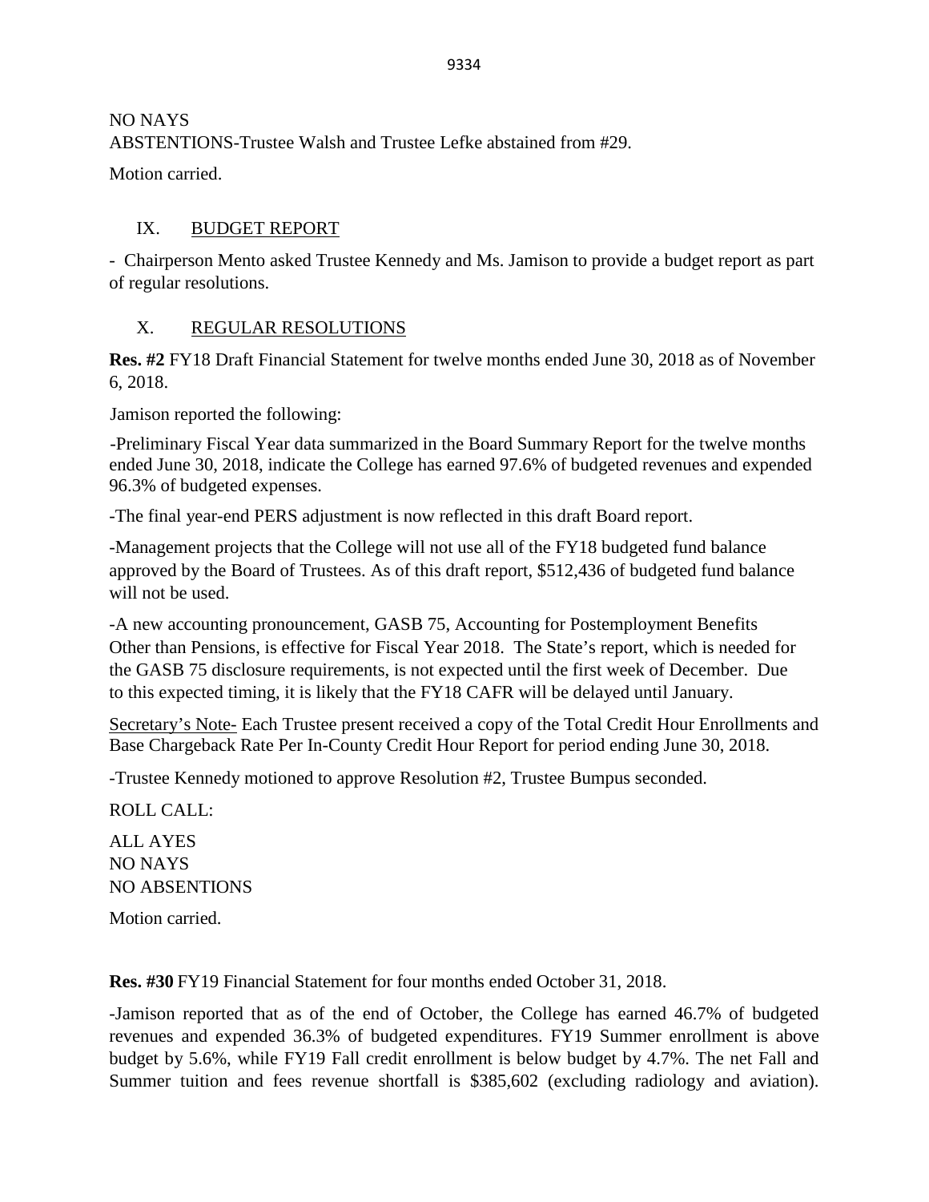NO NAYS
ABSTENTIONS-Trustee Walsh and Trustee Lefke abstained from #29.

Motion carried.

## IX. BUDGET REPORT

- Chairperson Mento asked Trustee Kennedy and Ms. Jamison to provide a budget report as part of regular resolutions.

## X. REGULAR RESOLUTIONS

**Res. #2** FY18 Draft Financial Statement for twelve months ended June 30, 2018 as of November 6, 2018.

Jamison reported the following:

-Preliminary Fiscal Year data summarized in the Board Summary Report for the twelve months ended June 30, 2018, indicate the College has earned 97.6% of budgeted revenues and expended 96.3% of budgeted expenses.

-The final year-end PERS adjustment is now reflected in this draft Board report.

-Management projects that the College will not use all of the FY18 budgeted fund balance approved by the Board of Trustees. As of this draft report, $512,436 of budgeted fund balance will not be used.

-A new accounting pronouncement, GASB 75, Accounting for Postemployment Benefits Other than Pensions, is effective for Fiscal Year 2018. The State's report, which is needed for the GASB 75 disclosure requirements, is not expected until the first week of December. Due to this expected timing, it is likely that the FY18 CAFR will be delayed until January.

Secretary's Note- Each Trustee present received a copy of the Total Credit Hour Enrollments and Base Chargeback Rate Per In-County Credit Hour Report for period ending June 30, 2018.

-Trustee Kennedy motioned to approve Resolution #2, Trustee Bumpus seconded.

ROLL CALL:

ALL AYES
NO NAYS
NO ABSENTIONS

Motion carried.

**Res. #30** FY19 Financial Statement for four months ended October 31, 2018.

-Jamison reported that as of the end of October, the College has earned 46.7% of budgeted revenues and expended 36.3% of budgeted expenditures. FY19 Summer enrollment is above budget by 5.6%, while FY19 Fall credit enrollment is below budget by 4.7%. The net Fall and Summer tuition and fees revenue shortfall is $385,602 (excluding radiology and aviation).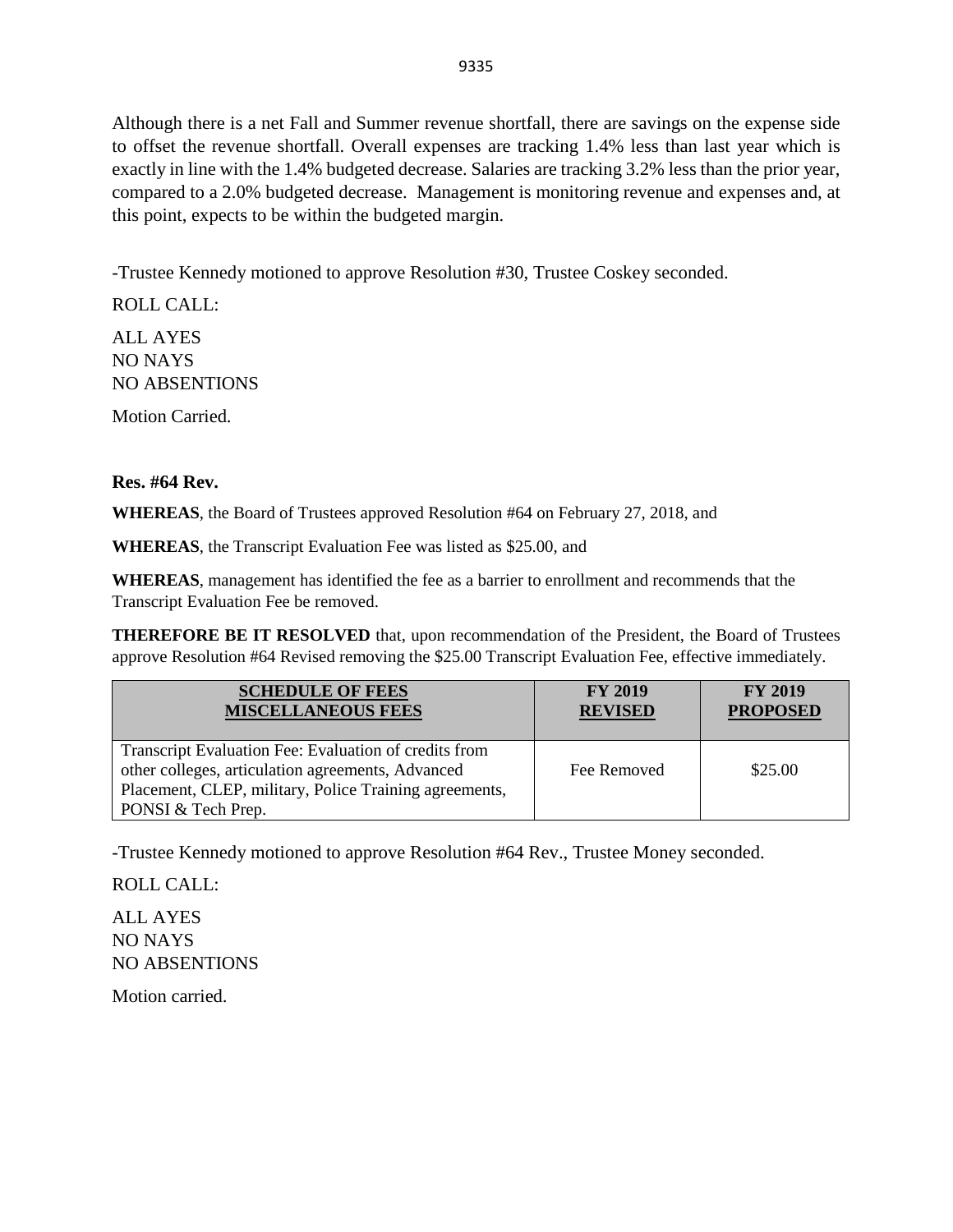Although there is a net Fall and Summer revenue shortfall, there are savings on the expense side to offset the revenue shortfall. Overall expenses are tracking 1.4% less than last year which is exactly in line with the 1.4% budgeted decrease. Salaries are tracking 3.2% less than the prior year, compared to a 2.0% budgeted decrease. Management is monitoring revenue and expenses and, at this point, expects to be within the budgeted margin.

-Trustee Kennedy motioned to approve Resolution #30, Trustee Coskey seconded.

ROLL CALL:

ALL AYES
NO NAYS
NO ABSENTIONS

Motion Carried.

**Res. #64 Rev.**

**WHEREAS**, the Board of Trustees approved Resolution #64 on February 27, 2018, and

**WHEREAS**, the Transcript Evaluation Fee was listed as $25.00, and

**WHEREAS**, management has identified the fee as a barrier to enrollment and recommends that the Transcript Evaluation Fee be removed.

**THEREFORE BE IT RESOLVED** that, upon recommendation of the President, the Board of Trustees approve Resolution #64 Revised removing the $25.00 Transcript Evaluation Fee, effective immediately.

| **SCHEDULE OF FEES MISCELLANEOUS FEES** | **FY 2019 REVISED** | **FY 2019 PROPOSED** |
|---|---|---|
| Transcript Evaluation Fee: Evaluation of credits from other colleges, articulation agreements, Advanced Placement, CLEP, military, Police Training agreements, PONSI & Tech Prep. | Fee Removed | $25.00 |

-Trustee Kennedy motioned to approve Resolution #64 Rev., Trustee Money seconded.

ROLL CALL:

ALL AYES
NO NAYS
NO ABSENTIONS

Motion carried.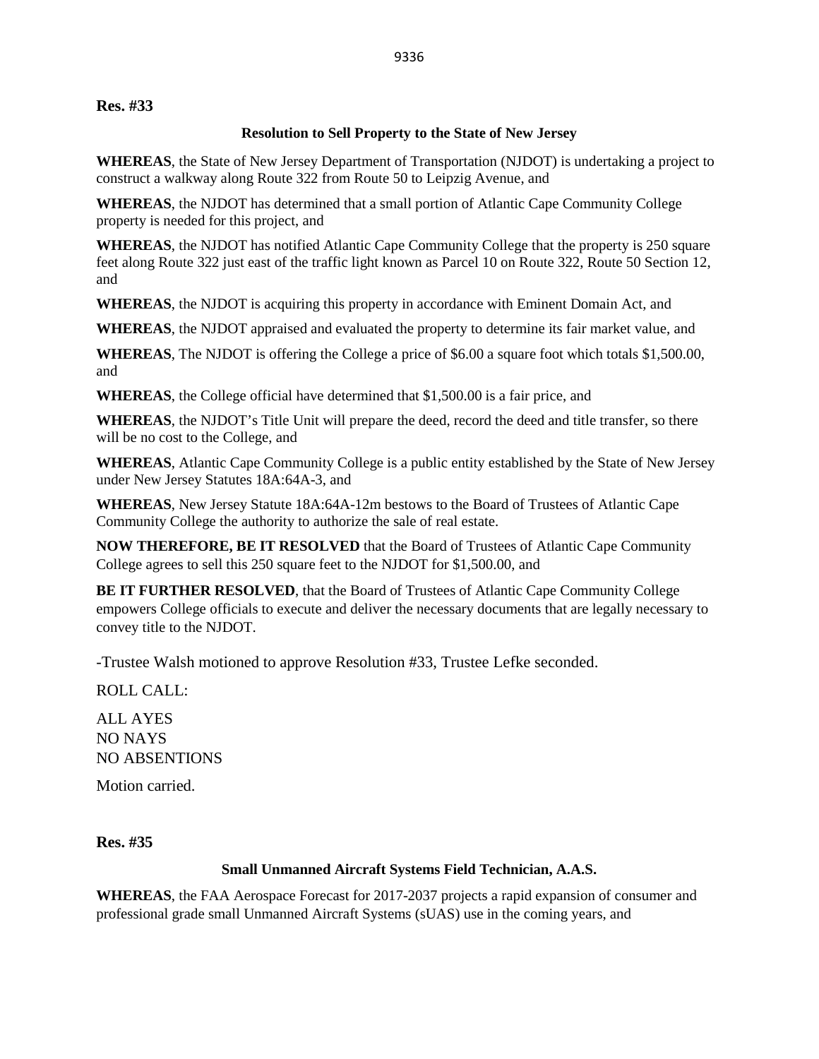**Res. #33**

**Resolution to Sell Property to the State of New Jersey**

**WHEREAS**, the State of New Jersey Department of Transportation (NJDOT) is undertaking a project to construct a walkway along Route 322 from Route 50 to Leipzig Avenue, and

**WHEREAS**, the NJDOT has determined that a small portion of Atlantic Cape Community College property is needed for this project, and

**WHEREAS**, the NJDOT has notified Atlantic Cape Community College that the property is 250 square feet along Route 322 just east of the traffic light known as Parcel 10 on Route 322, Route 50 Section 12, and

**WHEREAS**, the NJDOT is acquiring this property in accordance with Eminent Domain Act, and

**WHEREAS**, the NJDOT appraised and evaluated the property to determine its fair market value, and

**WHEREAS**, The NJDOT is offering the College a price of $6.00 a square foot which totals $1,500.00, and

**WHEREAS**, the College official have determined that $1,500.00 is a fair price, and

**WHEREAS**, the NJDOT's Title Unit will prepare the deed, record the deed and title transfer, so there will be no cost to the College, and

**WHEREAS**, Atlantic Cape Community College is a public entity established by the State of New Jersey under New Jersey Statutes 18A:64A-3, and

**WHEREAS**, New Jersey Statute 18A:64A-12m bestows to the Board of Trustees of Atlantic Cape Community College the authority to authorize the sale of real estate.

**NOW THEREFORE, BE IT RESOLVED** that the Board of Trustees of Atlantic Cape Community College agrees to sell this 250 square feet to the NJDOT for $1,500.00, and

**BE IT FURTHER RESOLVED**, that the Board of Trustees of Atlantic Cape Community College empowers College officials to execute and deliver the necessary documents that are legally necessary to convey title to the NJDOT.

-Trustee Walsh motioned to approve Resolution #33, Trustee Lefke seconded.

ROLL CALL:

ALL AYES
NO NAYS
NO ABSENTIONS

Motion carried.

**Res. #35**

**Small Unmanned Aircraft Systems Field Technician, A.A.S.**

**WHEREAS**, the FAA Aerospace Forecast for 2017-2037 projects a rapid expansion of consumer and professional grade small Unmanned Aircraft Systems (sUAS) use in the coming years, and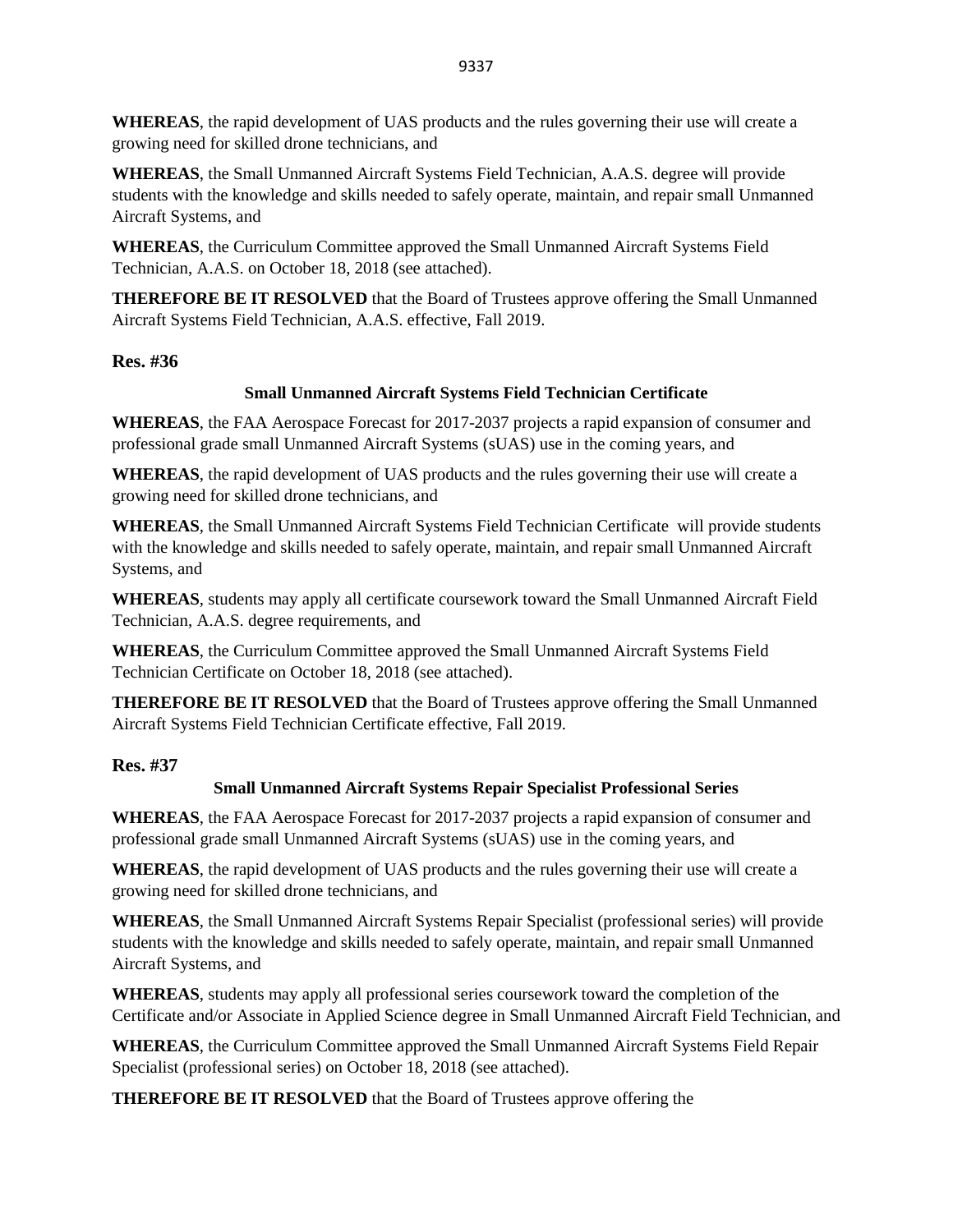**WHEREAS**, the rapid development of UAS products and the rules governing their use will create a growing need for skilled drone technicians, and

**WHEREAS**, the Small Unmanned Aircraft Systems Field Technician, A.A.S. degree will provide students with the knowledge and skills needed to safely operate, maintain, and repair small Unmanned Aircraft Systems, and

**WHEREAS**, the Curriculum Committee approved the Small Unmanned Aircraft Systems Field Technician, A.A.S. on October 18, 2018 (see attached).

**THEREFORE BE IT RESOLVED** that the Board of Trustees approve offering the Small Unmanned Aircraft Systems Field Technician, A.A.S. effective, Fall 2019.

**Res. #36**

**Small Unmanned Aircraft Systems Field Technician Certificate**

**WHEREAS**, the FAA Aerospace Forecast for 2017-2037 projects a rapid expansion of consumer and professional grade small Unmanned Aircraft Systems (sUAS) use in the coming years, and

**WHEREAS**, the rapid development of UAS products and the rules governing their use will create a growing need for skilled drone technicians, and

**WHEREAS**, the Small Unmanned Aircraft Systems Field Technician Certificate will provide students with the knowledge and skills needed to safely operate, maintain, and repair small Unmanned Aircraft Systems, and

**WHEREAS**, students may apply all certificate coursework toward the Small Unmanned Aircraft Field Technician, A.A.S. degree requirements, and

**WHEREAS**, the Curriculum Committee approved the Small Unmanned Aircraft Systems Field Technician Certificate on October 18, 2018 (see attached).

**THEREFORE BE IT RESOLVED** that the Board of Trustees approve offering the Small Unmanned Aircraft Systems Field Technician Certificate effective, Fall 2019.

**Res. #37**

**Small Unmanned Aircraft Systems Repair Specialist Professional Series**

**WHEREAS**, the FAA Aerospace Forecast for 2017-2037 projects a rapid expansion of consumer and professional grade small Unmanned Aircraft Systems (sUAS) use in the coming years, and

**WHEREAS**, the rapid development of UAS products and the rules governing their use will create a growing need for skilled drone technicians, and

**WHEREAS**, the Small Unmanned Aircraft Systems Repair Specialist (professional series) will provide students with the knowledge and skills needed to safely operate, maintain, and repair small Unmanned Aircraft Systems, and

**WHEREAS**, students may apply all professional series coursework toward the completion of the Certificate and/or Associate in Applied Science degree in Small Unmanned Aircraft Field Technician, and

**WHEREAS**, the Curriculum Committee approved the Small Unmanned Aircraft Systems Field Repair Specialist (professional series) on October 18, 2018 (see attached).

**THEREFORE BE IT RESOLVED** that the Board of Trustees approve offering the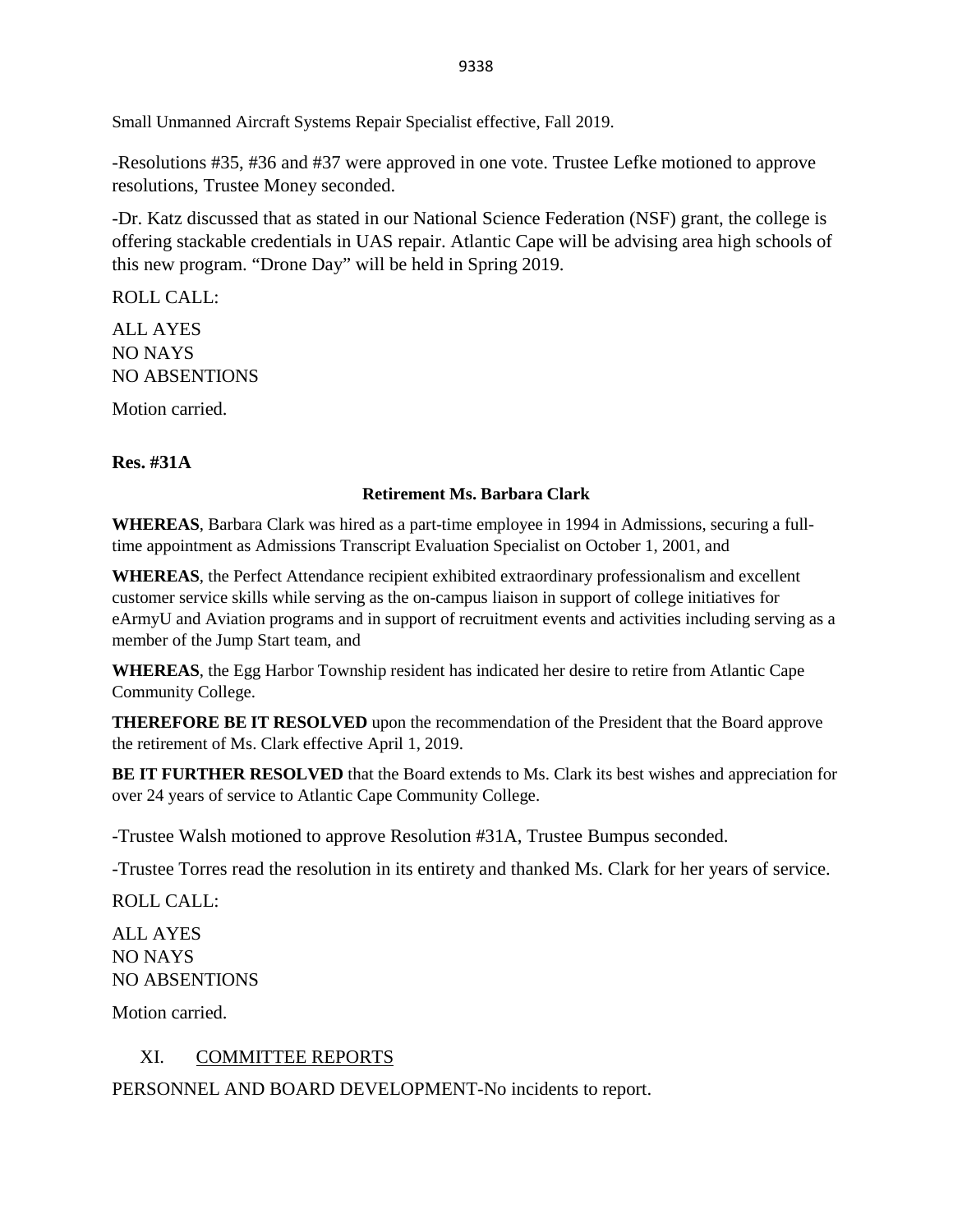Small Unmanned Aircraft Systems Repair Specialist effective, Fall 2019.

-Resolutions #35, #36 and #37 were approved in one vote. Trustee Lefke motioned to approve resolutions, Trustee Money seconded.

-Dr. Katz discussed that as stated in our National Science Federation (NSF) grant, the college is offering stackable credentials in UAS repair. Atlantic Cape will be advising area high schools of this new program. "Drone Day" will be held in Spring 2019.

ROLL CALL:

ALL AYES
NO NAYS
NO ABSENTIONS

Motion carried.

**Res. #31A**

**Retirement Ms. Barbara Clark**

**WHEREAS**, Barbara Clark was hired as a part-time employee in 1994 in Admissions, securing a full-time appointment as Admissions Transcript Evaluation Specialist on October 1, 2001, and

**WHEREAS**, the Perfect Attendance recipient exhibited extraordinary professionalism and excellent customer service skills while serving as the on-campus liaison in support of college initiatives for eArmyU and Aviation programs and in support of recruitment events and activities including serving as a member of the Jump Start team, and

**WHEREAS**, the Egg Harbor Township resident has indicated her desire to retire from Atlantic Cape Community College.

**THEREFORE BE IT RESOLVED** upon the recommendation of the President that the Board approve the retirement of Ms. Clark effective April 1, 2019.

**BE IT FURTHER RESOLVED** that the Board extends to Ms. Clark its best wishes and appreciation for over 24 years of service to Atlantic Cape Community College.

-Trustee Walsh motioned to approve Resolution #31A, Trustee Bumpus seconded.

-Trustee Torres read the resolution in its entirety and thanked Ms. Clark for her years of service.

ROLL CALL:

ALL AYES
NO NAYS
NO ABSENTIONS

Motion carried.

## XI. COMMITTEE REPORTS

PERSONNEL AND BOARD DEVELOPMENT-No incidents to report.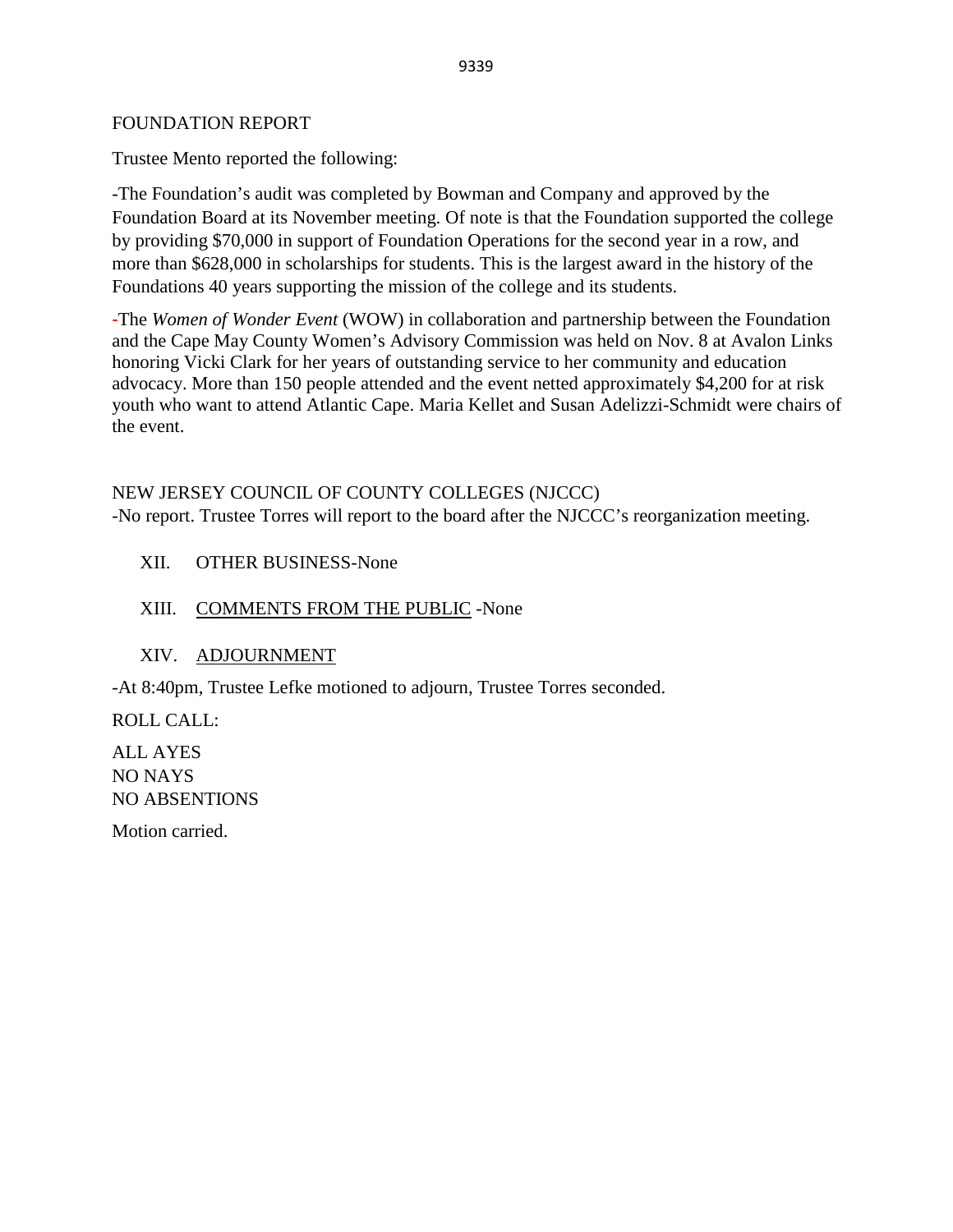FOUNDATION REPORT

Trustee Mento reported the following:

-The Foundation's audit was completed by Bowman and Company and approved by the Foundation Board at its November meeting. Of note is that the Foundation supported the college by providing $70,000 in support of Foundation Operations for the second year in a row, and more than $628,000 in scholarships for students. This is the largest award in the history of the Foundations 40 years supporting the mission of the college and its students.

-The *Women of Wonder Event* (WOW) in collaboration and partnership between the Foundation and the Cape May County Women's Advisory Commission was held on Nov. 8 at Avalon Links honoring Vicki Clark for her years of outstanding service to her community and education advocacy. More than 150 people attended and the event netted approximately $4,200 for at risk youth who want to attend Atlantic Cape. Maria Kellet and Susan Adelizzi-Schmidt were chairs of the event.

NEW JERSEY COUNCIL OF COUNTY COLLEGES (NJCCC)
-No report. Trustee Torres will report to the board after the NJCCC's reorganization meeting.

XII. OTHER BUSINESS-None

XIII. COMMENTS FROM THE PUBLIC -None

XIV. ADJOURNMENT

-At 8:40pm, Trustee Lefke motioned to adjourn, Trustee Torres seconded.

ROLL CALL:

ALL AYES
NO NAYS
NO ABSENTIONS

Motion carried.